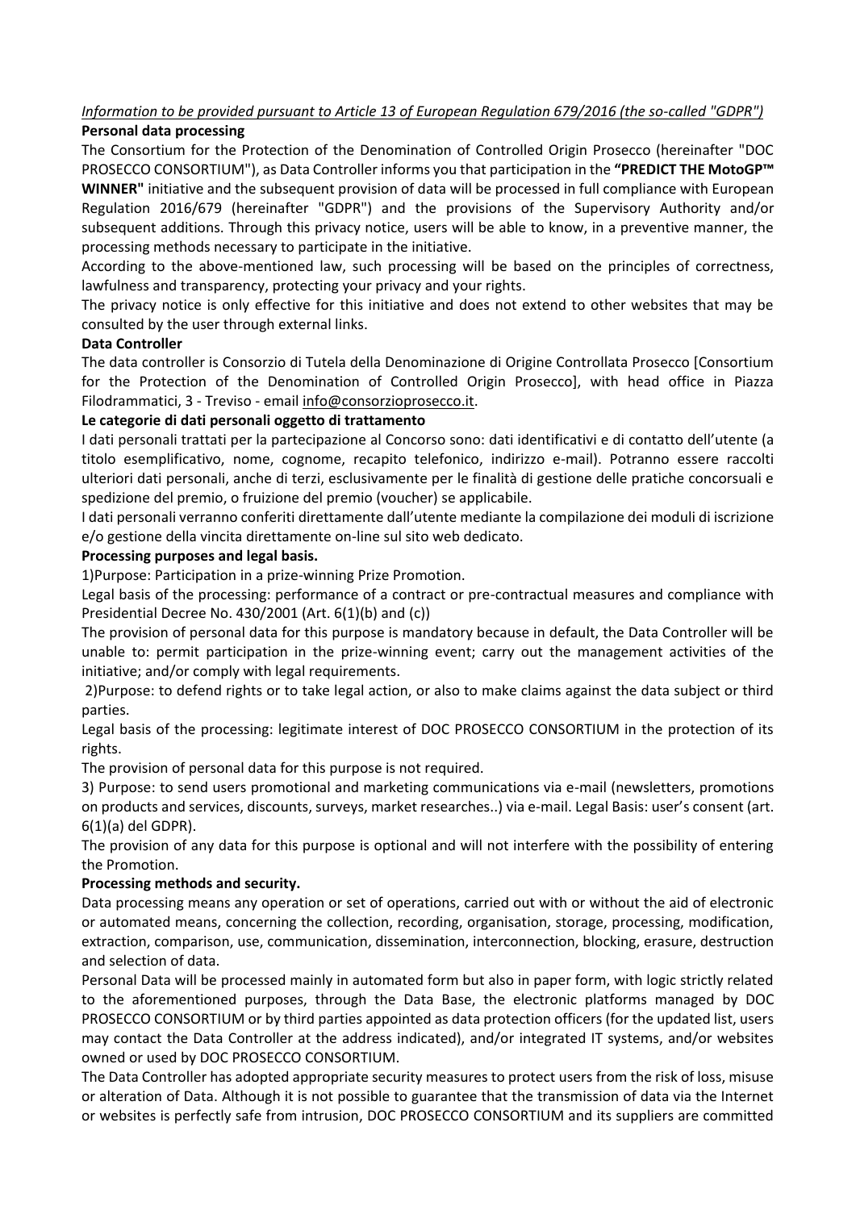*Information to be provided pursuant to Article 13 of European Regulation 679/2016 (the so-called "GDPR")*

**Personal data processing**

The Consortium for the Protection of the Denomination of Controlled Origin Prosecco (hereinafter "DOC PROSECCO CONSORTIUM"), as Data Controller informs you that participation in the **"PREDICT THE MotoGP™ WINNER"** initiative and the subsequent provision of data will be processed in full compliance with European Regulation 2016/679 (hereinafter "GDPR") and the provisions of the Supervisory Authority and/or subsequent additions. Through this privacy notice, users will be able to know, in a preventive manner, the processing methods necessary to participate in the initiative.

According to the above-mentioned law, such processing will be based on the principles of correctness, lawfulness and transparency, protecting your privacy and your rights.

The privacy notice is only effective for this initiative and does not extend to other websites that may be consulted by the user through external links.

**Data Controller**

The data controller is Consorzio di Tutela della Denominazione di Origine Controllata Prosecco [Consortium for the Protection of the Denomination of Controlled Origin Prosecco], with head office in Piazza Filodrammatici, 3 - Treviso - email info@consorzioprosecco.it.

**Le categorie di dati personali oggetto di trattamento**

I dati personali trattati per la partecipazione al Concorso sono: dati identificativi e di contatto dell'utente (a titolo esemplificativo, nome, cognome, recapito telefonico, indirizzo e-mail). Potranno essere raccolti ulteriori dati personali, anche di terzi, esclusivamente per le finalità di gestione delle pratiche concorsuali e spedizione del premio, o fruizione del premio (voucher) se applicabile.

I dati personali verranno conferiti direttamente dall'utente mediante la compilazione dei moduli di iscrizione e/o gestione della vincita direttamente on-line sul sito web dedicato.

**Processing purposes and legal basis.**

1)Purpose: Participation in a prize-winning Prize Promotion.

Legal basis of the processing: performance of a contract or pre-contractual measures and compliance with Presidential Decree No. 430/2001 (Art. 6(1)(b) and (c))

The provision of personal data for this purpose is mandatory because in default, the Data Controller will be unable to: permit participation in the prize-winning event; carry out the management activities of the initiative; and/or comply with legal requirements.

2)Purpose: to defend rights or to take legal action, or also to make claims against the data subject or third parties.

Legal basis of the processing: legitimate interest of DOC PROSECCO CONSORTIUM in the protection of its rights.

The provision of personal data for this purpose is not required.

3) Purpose: to send users promotional and marketing communications via e-mail (newsletters, promotions on products and services, discounts, surveys, market researches..) via e-mail. Legal Basis: user's consent (art. 6(1)(a) del GDPR).

The provision of any data for this purpose is optional and will not interfere with the possibility of entering the Promotion.

**Processing methods and security.**

Data processing means any operation or set of operations, carried out with or without the aid of electronic or automated means, concerning the collection, recording, organisation, storage, processing, modification, extraction, comparison, use, communication, dissemination, interconnection, blocking, erasure, destruction and selection of data.

Personal Data will be processed mainly in automated form but also in paper form, with logic strictly related to the aforementioned purposes, through the Data Base, the electronic platforms managed by DOC PROSECCO CONSORTIUM or by third parties appointed as data protection officers (for the updated list, users may contact the Data Controller at the address indicated), and/or integrated IT systems, and/or websites owned or used by DOC PROSECCO CONSORTIUM.

The Data Controller has adopted appropriate security measures to protect users from the risk of loss, misuse or alteration of Data. Although it is not possible to guarantee that the transmission of data via the Internet or websites is perfectly safe from intrusion, DOC PROSECCO CONSORTIUM and its suppliers are committed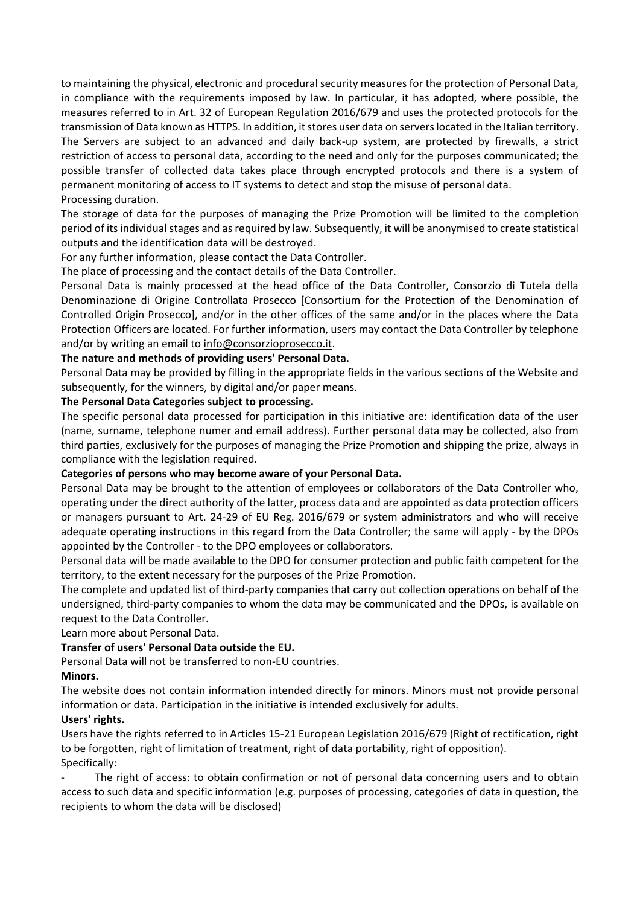to maintaining the physical, electronic and procedural security measures for the protection of Personal Data, in compliance with the requirements imposed by law. In particular, it has adopted, where possible, the measures referred to in Art. 32 of European Regulation 2016/679 and uses the protected protocols for the transmission of Data known as HTTPS. In addition, it stores user data on servers located in the Italian territory. The Servers are subject to an advanced and daily back-up system, are protected by firewalls, a strict restriction of access to personal data, according to the need and only for the purposes communicated; the possible transfer of collected data takes place through encrypted protocols and there is a system of permanent monitoring of access to IT systems to detect and stop the misuse of personal data.

Processing duration.

The storage of data for the purposes of managing the Prize Promotion will be limited to the completion period of its individual stages and as required by law. Subsequently, it will be anonymised to create statistical outputs and the identification data will be destroyed.

For any further information, please contact the Data Controller.

The place of processing and the contact details of the Data Controller.

Personal Data is mainly processed at the head office of the Data Controller, Consorzio di Tutela della Denominazione di Origine Controllata Prosecco [Consortium for the Protection of the Denomination of Controlled Origin Prosecco], and/or in the other offices of the same and/or in the places where the Data Protection Officers are located. For further information, users may contact the Data Controller by telephone and/or by writing an email to info@consorzioprosecco.it.

**The nature and methods of providing users' Personal Data.**

Personal Data may be provided by filling in the appropriate fields in the various sections of the Website and subsequently, for the winners, by digital and/or paper means.

**The Personal Data Categories subject to processing.**

The specific personal data processed for participation in this initiative are: identification data of the user (name, surname, telephone numer and email address). Further personal data may be collected, also from third parties, exclusively for the purposes of managing the Prize Promotion and shipping the prize, always in compliance with the legislation required.

**Categories of persons who may become aware of your Personal Data.**

Personal Data may be brought to the attention of employees or collaborators of the Data Controller who, operating under the direct authority of the latter, process data and are appointed as data protection officers or managers pursuant to Art. 24-29 of EU Reg. 2016/679 or system administrators and who will receive adequate operating instructions in this regard from the Data Controller; the same will apply - by the DPOs appointed by the Controller - to the DPO employees or collaborators.

Personal data will be made available to the DPO for consumer protection and public faith competent for the territory, to the extent necessary for the purposes of the Prize Promotion.

The complete and updated list of third-party companies that carry out collection operations on behalf of the undersigned, third-party companies to whom the data may be communicated and the DPOs, is available on request to the Data Controller.

Learn more about Personal Data.

**Transfer of users' Personal Data outside the EU.**

Personal Data will not be transferred to non-EU countries.

**Minors.**

The website does not contain information intended directly for minors. Minors must not provide personal information or data. Participation in the initiative is intended exclusively for adults.

**Users' rights.**

Users have the rights referred to in Articles 15-21 European Legislation 2016/679 (Right of rectification, right to be forgotten, right of limitation of treatment, right of data portability, right of opposition).

Specifically:

- The right of access: to obtain confirmation or not of personal data concerning users and to obtain access to such data and specific information (e.g. purposes of processing, categories of data in question, the recipients to whom the data will be disclosed)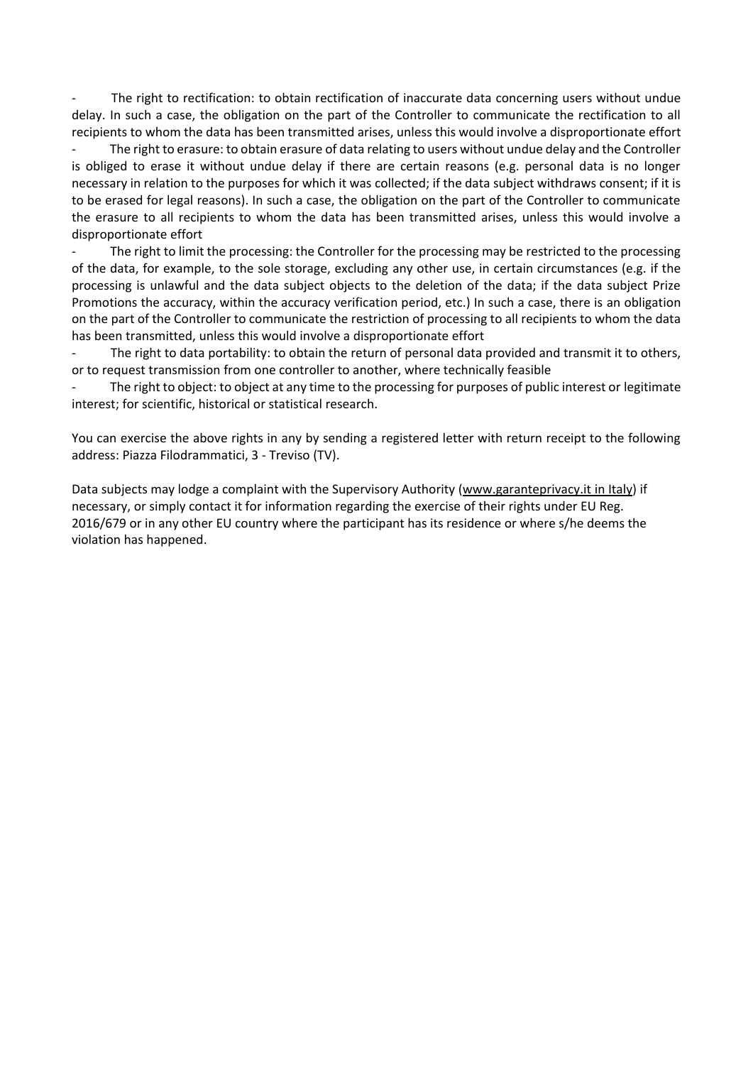- The right to rectification: to obtain rectification of inaccurate data concerning users without undue delay. In such a case, the obligation on the part of the Controller to communicate the rectification to all recipients to whom the data has been transmitted arises, unless this would involve a disproportionate effort
- The right to erasure: to obtain erasure of data relating to users without undue delay and the Controller is obliged to erase it without undue delay if there are certain reasons (e.g. personal data is no longer necessary in relation to the purposes for which it was collected; if the data subject withdraws consent; if it is to be erased for legal reasons). In such a case, the obligation on the part of the Controller to communicate the erasure to all recipients to whom the data has been transmitted arises, unless this would involve a disproportionate effort
- The right to limit the processing: the Controller for the processing may be restricted to the processing of the data, for example, to the sole storage, excluding any other use, in certain circumstances (e.g. if the processing is unlawful and the data subject objects to the deletion of the data; if the data subject Prize Promotions the accuracy, within the accuracy verification period, etc.) In such a case, there is an obligation on the part of the Controller to communicate the restriction of processing to all recipients to whom the data has been transmitted, unless this would involve a disproportionate effort
- The right to data portability: to obtain the return of personal data provided and transmit it to others, or to request transmission from one controller to another, where technically feasible
- The right to object: to object at any time to the processing for purposes of public interest or legitimate interest; for scientific, historical or statistical research.

You can exercise the above rights in any by sending a registered letter with return receipt to the following address: Piazza Filodrammatici, 3 - Treviso (TV).

Data subjects may lodge a complaint with the Supervisory Authority (www.garanteprivacy.it in Italy) if necessary, or simply contact it for information regarding the exercise of their rights under EU Reg. 2016/679 or in any other EU country where the participant has its residence or where s/he deems the violation has happened.